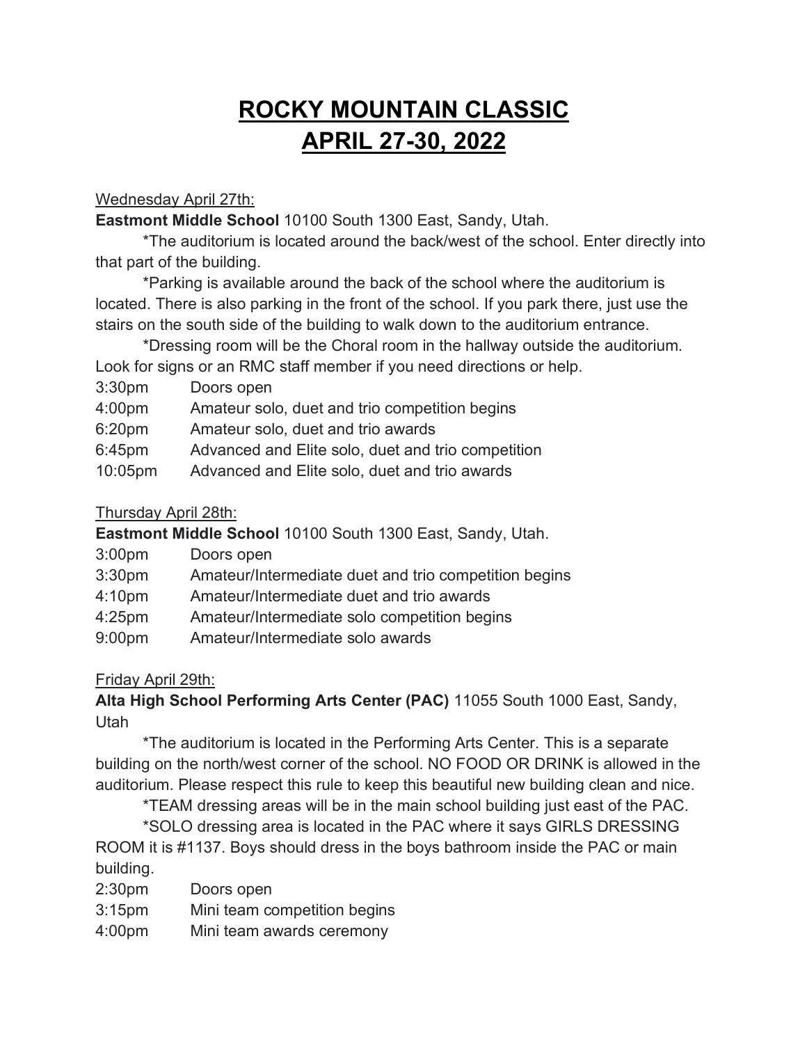# ROCKY MOUNTAIN CLASSIC
# APRIL 27-30, 2022

Wednesday April 27th:

**Eastmont Middle School** 10100 South 1300 East, Sandy, Utah.

*The auditorium is located around the back/west of the school. Enter directly into that part of the building.

*Parking is available around the back of the school where the auditorium is located. There is also parking in the front of the school. If you park there, just use the stairs on the south side of the building to walk down to the auditorium entrance.

*Dressing room will be the Choral room in the hallway outside the auditorium. Look for signs or an RMC staff member if you need directions or help.

3:30pm Doors open
4:00pm Amateur solo, duet and trio competition begins
6:20pm Amateur solo, duet and trio awards
6:45pm Advanced and Elite solo, duet and trio competition
10:05pm Advanced and Elite solo, duet and trio awards

Thursday April 28th:

**Eastmont Middle School** 10100 South 1300 East, Sandy, Utah.

3:00pm Doors open
3:30pm Amateur/Intermediate duet and trio competition begins
4:10pm Amateur/Intermediate duet and trio awards
4:25pm Amateur/Intermediate solo competition begins
9:00pm Amateur/Intermediate solo awards

Friday April 29th:

**Alta High School Performing Arts Center (PAC)** 11055 South 1000 East, Sandy, Utah

*The auditorium is located in the Performing Arts Center. This is a separate building on the north/west corner of the school. NO FOOD OR DRINK is allowed in the auditorium. Please respect this rule to keep this beautiful new building clean and nice.

*TEAM dressing areas will be in the main school building just east of the PAC.

*SOLO dressing area is located in the PAC where it says GIRLS DRESSING ROOM it is #1137. Boys should dress in the boys bathroom inside the PAC or main building.

2:30pm Doors open
3:15pm Mini team competition begins
4:00pm Mini team awards ceremony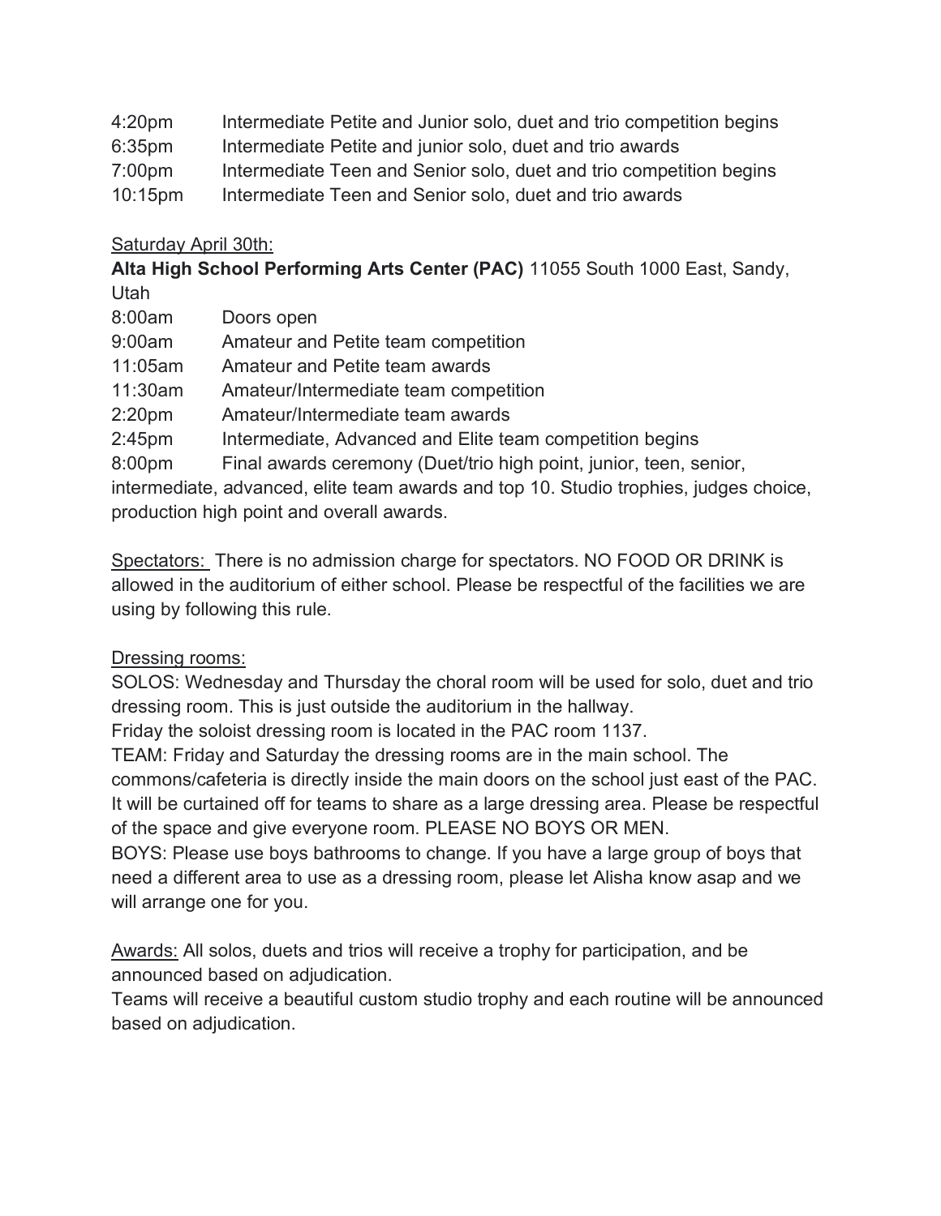| | |
|---|---|
| 4:20pm | Intermediate Petite and Junior solo, duet and trio competition begins |
| 6:35pm | Intermediate Petite and junior solo, duet and trio awards |
| 7:00pm | Intermediate Teen and Senior solo, duet and trio competition begins |
| 10:15pm | Intermediate Teen and Senior solo, duet and trio awards |

<u>Saturday April 30th:</u>

**Alta High School Performing Arts Center (PAC)** 11055 South 1000 East, Sandy, Utah

| | |
|---|---|
| 8:00am | Doors open |
| 9:00am | Amateur and Petite team competition |
| 11:05am | Amateur and Petite team awards |
| 11:30am | Amateur/Intermediate team competition |
| 2:20pm | Amateur/Intermediate team awards |
| 2:45pm | Intermediate, Advanced and Elite team competition begins |
| 8:00pm | Final awards ceremony (Duet/trio high point, junior, teen, senior, intermediate, advanced, elite team awards and top 10. Studio trophies, judges choice, production high point and overall awards. |

<u>Spectators:</u> There is no admission charge for spectators. NO FOOD OR DRINK is allowed in the auditorium of either school. Please be respectful of the facilities we are using by following this rule.

<u>Dressing rooms:</u>

SOLOS: Wednesday and Thursday the choral room will be used for solo, duet and trio dressing room. This is just outside the auditorium in the hallway.

Friday the soloist dressing room is located in the PAC room 1137.

TEAM: Friday and Saturday the dressing rooms are in the main school. The commons/cafeteria is directly inside the main doors on the school just east of the PAC. It will be curtained off for teams to share as a large dressing area. Please be respectful of the space and give everyone room. PLEASE NO BOYS OR MEN.

BOYS: Please use boys bathrooms to change. If you have a large group of boys that need a different area to use as a dressing room, please let Alisha know asap and we will arrange one for you.

<u>Awards:</u> All solos, duets and trios will receive a trophy for participation, and be announced based on adjudication.

Teams will receive a beautiful custom studio trophy and each routine will be announced based on adjudication.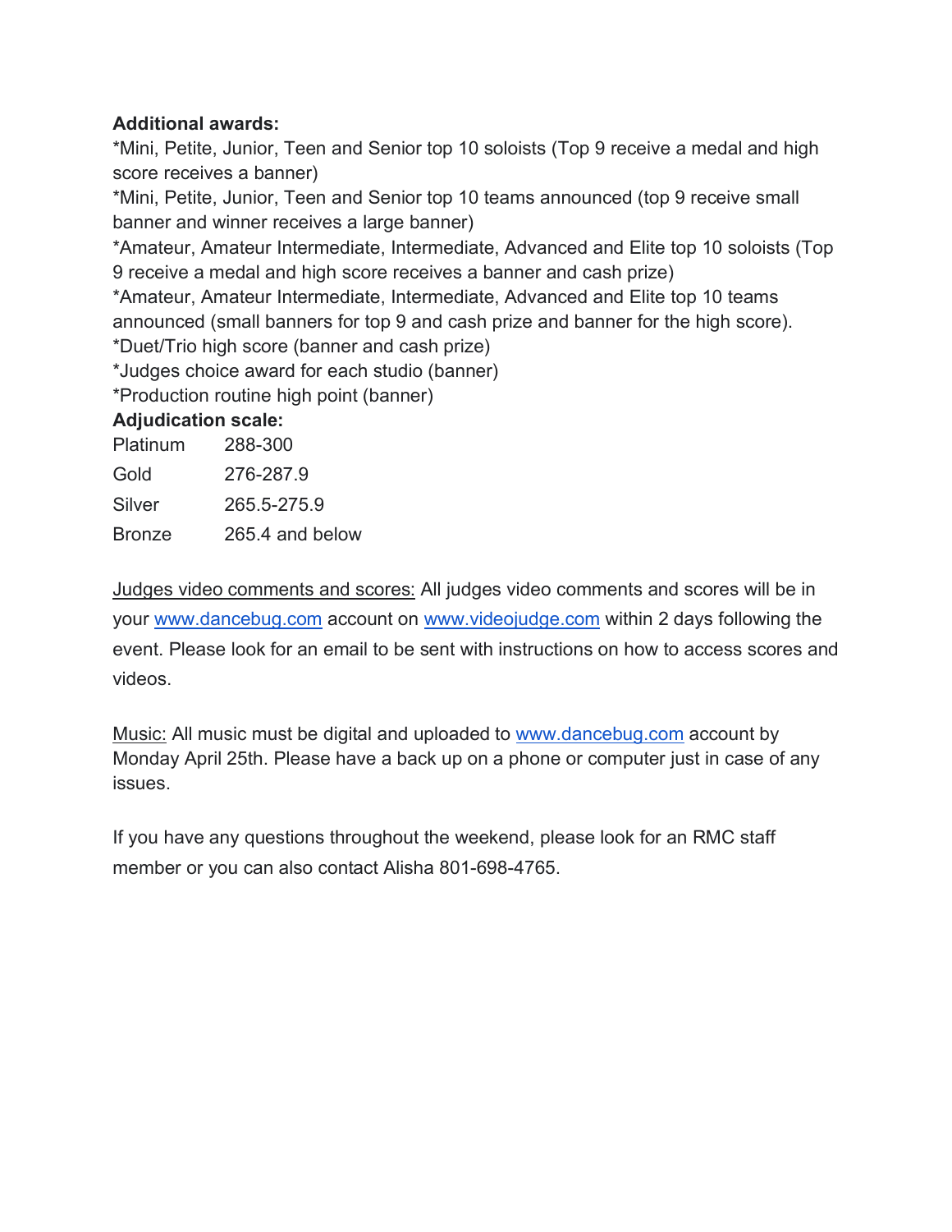**Additional awards:**

*Mini, Petite, Junior, Teen and Senior top 10 soloists (Top 9 receive a medal and high score receives a banner)
*Mini, Petite, Junior, Teen and Senior top 10 teams announced (top 9 receive small banner and winner receives a large banner)
*Amateur, Amateur Intermediate, Intermediate, Advanced and Elite top 10 soloists (Top 9 receive a medal and high score receives a banner and cash prize)
*Amateur, Amateur Intermediate, Intermediate, Advanced and Elite top 10 teams announced (small banners for top 9 and cash prize and banner for the high score).
*Duet/Trio high score (banner and cash prize)
*Judges choice award for each studio (banner)
*Production routine high point (banner)

**Adjudication scale:**

| | |
|---|---|
| Platinum | 288-300 |
| Gold | 276-287.9 |
| Silver | 265.5-275.9 |
| Bronze | 265.4 and below |

Judges video comments and scores: All judges video comments and scores will be in your www.dancebug.com account on www.videojudge.com within 2 days following the event. Please look for an email to be sent with instructions on how to access scores and videos.

Music: All music must be digital and uploaded to www.dancebug.com account by Monday April 25th. Please have a back up on a phone or computer just in case of any issues.

If you have any questions throughout the weekend, please look for an RMC staff member or you can also contact Alisha 801-698-4765.